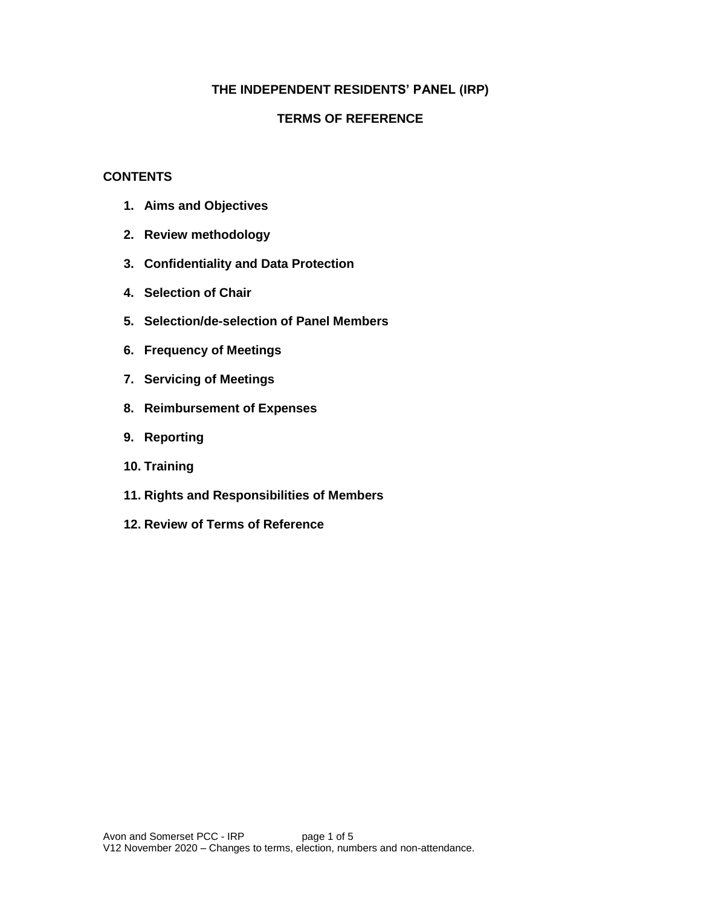# THE INDEPENDENT RESIDENTS' PANEL (IRP)

## TERMS OF REFERENCE

**CONTENTS**

1. **Aims and Objectives**
2. **Review methodology**
3. **Confidentiality and Data Protection**
4. **Selection of Chair**
5. **Selection/de-selection of Panel Members**
6. **Frequency of Meetings**
7. **Servicing of Meetings**
8. **Reimbursement of Expenses**
9. **Reporting**
10. **Training**
11. **Rights and Responsibilities of Members**
12. **Review of Terms of Reference**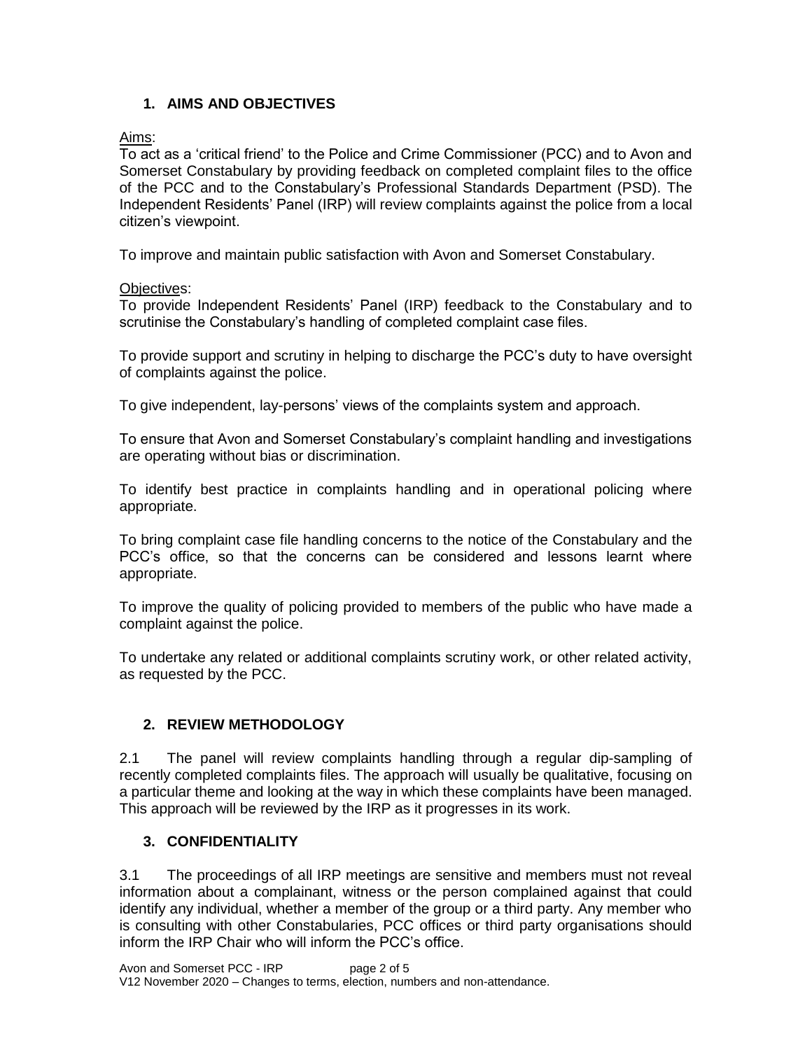## 1. AIMS AND OBJECTIVES

Aims:
To act as a 'critical friend' to the Police and Crime Commissioner (PCC) and to Avon and Somerset Constabulary by providing feedback on completed complaint files to the office of the PCC and to the Constabulary's Professional Standards Department (PSD). The Independent Residents' Panel (IRP) will review complaints against the police from a local citizen's viewpoint.

To improve and maintain public satisfaction with Avon and Somerset Constabulary.

Objectives:
To provide Independent Residents' Panel (IRP) feedback to the Constabulary and to scrutinise the Constabulary's handling of completed complaint case files.

To provide support and scrutiny in helping to discharge the PCC's duty to have oversight of complaints against the police.

To give independent, lay-persons' views of the complaints system and approach.

To ensure that Avon and Somerset Constabulary's complaint handling and investigations are operating without bias or discrimination.

To identify best practice in complaints handling and in operational policing where appropriate.

To bring complaint case file handling concerns to the notice of the Constabulary and the PCC's office, so that the concerns can be considered and lessons learnt where appropriate.

To improve the quality of policing provided to members of the public who have made a complaint against the police.

To undertake any related or additional complaints scrutiny work, or other related activity, as requested by the PCC.

## 2. REVIEW METHODOLOGY

2.1 The panel will review complaints handling through a regular dip-sampling of recently completed complaints files. The approach will usually be qualitative, focusing on a particular theme and looking at the way in which these complaints have been managed. This approach will be reviewed by the IRP as it progresses in its work.

## 3. CONFIDENTIALITY

3.1 The proceedings of all IRP meetings are sensitive and members must not reveal information about a complainant, witness or the person complained against that could identify any individual, whether a member of the group or a third party. Any member who is consulting with other Constabularies, PCC offices or third party organisations should inform the IRP Chair who will inform the PCC's office.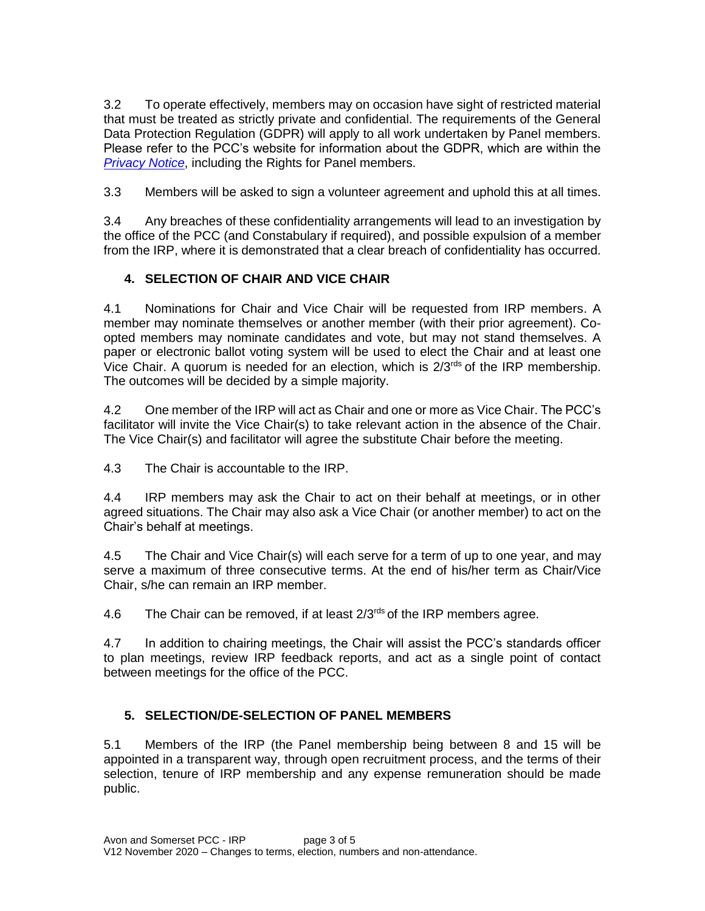3.2 To operate effectively, members may on occasion have sight of restricted material that must be treated as strictly private and confidential. The requirements of the General Data Protection Regulation (GDPR) will apply to all work undertaken by Panel members. Please refer to the PCC's website for information about the GDPR, which are within the *Privacy Notice*, including the Rights for Panel members.

3.3 Members will be asked to sign a volunteer agreement and uphold this at all times.

3.4 Any breaches of these confidentiality arrangements will lead to an investigation by the office of the PCC (and Constabulary if required), and possible expulsion of a member from the IRP, where it is demonstrated that a clear breach of confidentiality has occurred.

## 4. SELECTION OF CHAIR AND VICE CHAIR

4.1 Nominations for Chair and Vice Chair will be requested from IRP members. A member may nominate themselves or another member (with their prior agreement). Co-opted members may nominate candidates and vote, but may not stand themselves. A paper or electronic ballot voting system will be used to elect the Chair and at least one Vice Chair. A quorum is needed for an election, which is 2/3rds of the IRP membership. The outcomes will be decided by a simple majority.

4.2 One member of the IRP will act as Chair and one or more as Vice Chair. The PCC's facilitator will invite the Vice Chair(s) to take relevant action in the absence of the Chair. The Vice Chair(s) and facilitator will agree the substitute Chair before the meeting.

4.3 The Chair is accountable to the IRP.

4.4 IRP members may ask the Chair to act on their behalf at meetings, or in other agreed situations. The Chair may also ask a Vice Chair (or another member) to act on the Chair's behalf at meetings.

4.5 The Chair and Vice Chair(s) will each serve for a term of up to one year, and may serve a maximum of three consecutive terms. At the end of his/her term as Chair/Vice Chair, s/he can remain an IRP member.

4.6 The Chair can be removed, if at least 2/3rds of the IRP members agree.

4.7 In addition to chairing meetings, the Chair will assist the PCC's standards officer to plan meetings, review IRP feedback reports, and act as a single point of contact between meetings for the office of the PCC.

## 5. SELECTION/DE-SELECTION OF PANEL MEMBERS

5.1 Members of the IRP (the Panel membership being between 8 and 15 will be appointed in a transparent way, through open recruitment process, and the terms of their selection, tenure of IRP membership and any expense remuneration should be made public.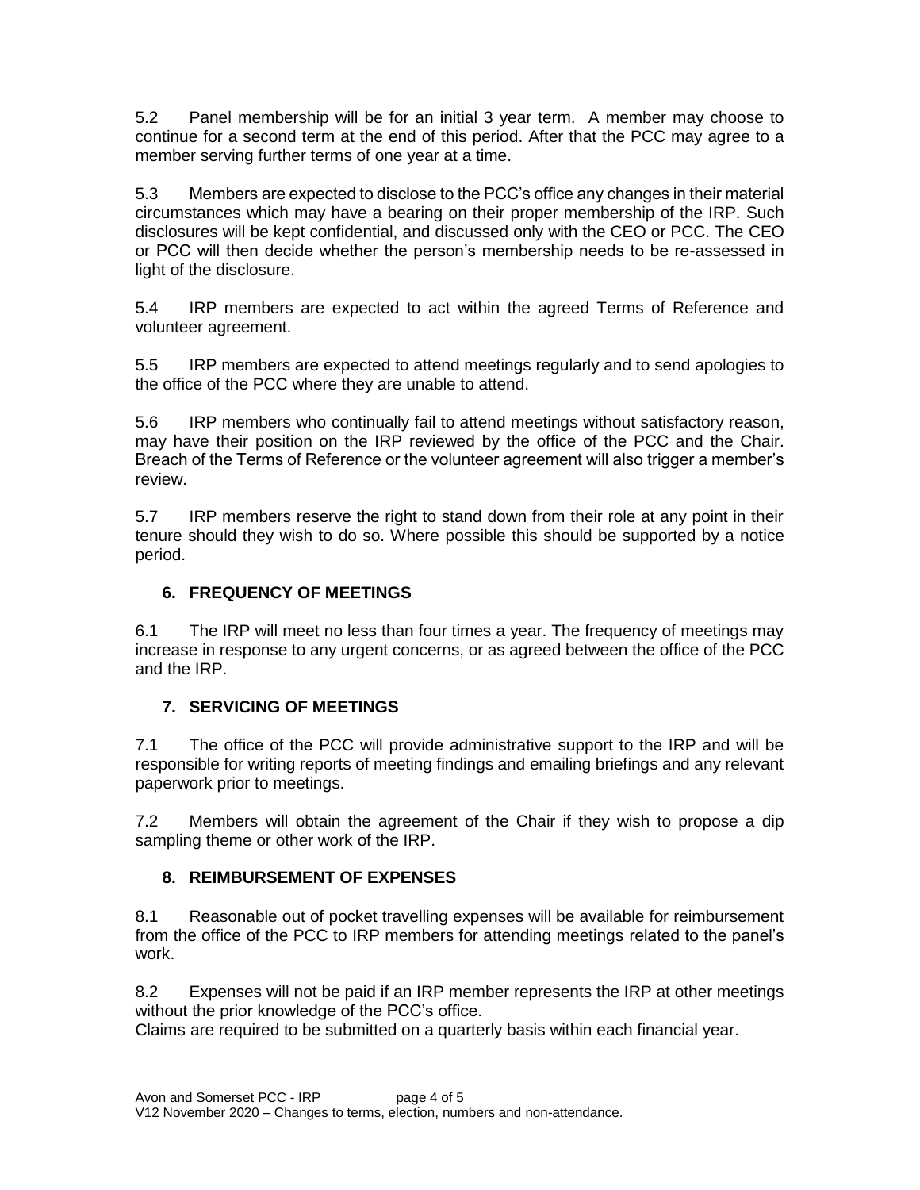5.2 Panel membership will be for an initial 3 year term. A member may choose to continue for a second term at the end of this period. After that the PCC may agree to a member serving further terms of one year at a time.

5.3 Members are expected to disclose to the PCC's office any changes in their material circumstances which may have a bearing on their proper membership of the IRP. Such disclosures will be kept confidential, and discussed only with the CEO or PCC. The CEO or PCC will then decide whether the person's membership needs to be re-assessed in light of the disclosure.

5.4 IRP members are expected to act within the agreed Terms of Reference and volunteer agreement.

5.5 IRP members are expected to attend meetings regularly and to send apologies to the office of the PCC where they are unable to attend.

5.6 IRP members who continually fail to attend meetings without satisfactory reason, may have their position on the IRP reviewed by the office of the PCC and the Chair. Breach of the Terms of Reference or the volunteer agreement will also trigger a member's review.

5.7 IRP members reserve the right to stand down from their role at any point in their tenure should they wish to do so. Where possible this should be supported by a notice period.

## 6. FREQUENCY OF MEETINGS

6.1 The IRP will meet no less than four times a year. The frequency of meetings may increase in response to any urgent concerns, or as agreed between the office of the PCC and the IRP.

## 7. SERVICING OF MEETINGS

7.1 The office of the PCC will provide administrative support to the IRP and will be responsible for writing reports of meeting findings and emailing briefings and any relevant paperwork prior to meetings.

7.2 Members will obtain the agreement of the Chair if they wish to propose a dip sampling theme or other work of the IRP.

## 8. REIMBURSEMENT OF EXPENSES

8.1 Reasonable out of pocket travelling expenses will be available for reimbursement from the office of the PCC to IRP members for attending meetings related to the panel's work.

8.2 Expenses will not be paid if an IRP member represents the IRP at other meetings without the prior knowledge of the PCC's office.
Claims are required to be submitted on a quarterly basis within each financial year.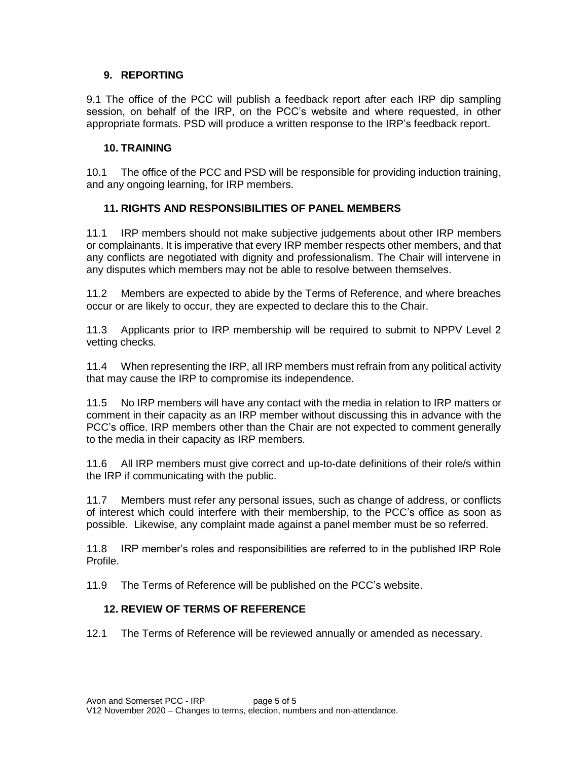## 9. REPORTING

9.1 The office of the PCC will publish a feedback report after each IRP dip sampling session, on behalf of the IRP, on the PCC's website and where requested, in other appropriate formats. PSD will produce a written response to the IRP's feedback report.

## 10. TRAINING

10.1 The office of the PCC and PSD will be responsible for providing induction training, and any ongoing learning, for IRP members.

## 11. RIGHTS AND RESPONSIBILITIES OF PANEL MEMBERS

11.1 IRP members should not make subjective judgements about other IRP members or complainants. It is imperative that every IRP member respects other members, and that any conflicts are negotiated with dignity and professionalism. The Chair will intervene in any disputes which members may not be able to resolve between themselves.

11.2 Members are expected to abide by the Terms of Reference, and where breaches occur or are likely to occur, they are expected to declare this to the Chair.

11.3 Applicants prior to IRP membership will be required to submit to NPPV Level 2 vetting checks.

11.4 When representing the IRP, all IRP members must refrain from any political activity that may cause the IRP to compromise its independence.

11.5 No IRP members will have any contact with the media in relation to IRP matters or comment in their capacity as an IRP member without discussing this in advance with the PCC's office. IRP members other than the Chair are not expected to comment generally to the media in their capacity as IRP members.

11.6 All IRP members must give correct and up-to-date definitions of their role/s within the IRP if communicating with the public.

11.7 Members must refer any personal issues, such as change of address, or conflicts of interest which could interfere with their membership, to the PCC's office as soon as possible. Likewise, any complaint made against a panel member must be so referred.

11.8 IRP member's roles and responsibilities are referred to in the published IRP Role Profile.

11.9 The Terms of Reference will be published on the PCC's website.

## 12. REVIEW OF TERMS OF REFERENCE

12.1 The Terms of Reference will be reviewed annually or amended as necessary.